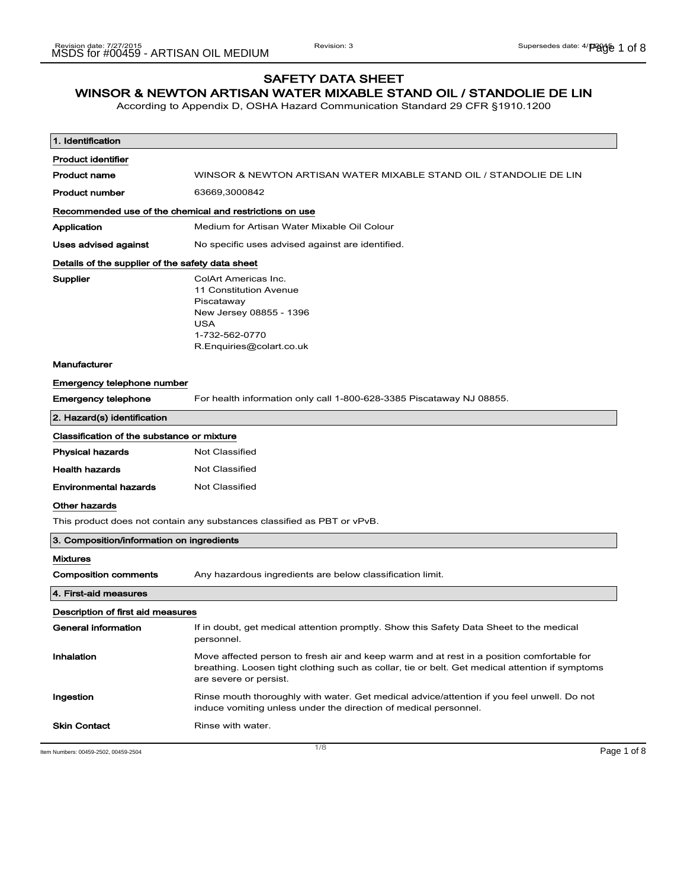# SAFETY DATA SHEET

## WINSOR & NEWTON ARTISAN WATER MIXABLE STAND OIL / STANDOLIE DE LIN

According to Appendix D, OSHA Hazard Communication Standard 29 CFR §1910.1200

### 1. Identification

**Product identifier**

| | |
|---|---|
| **Product name** | WINSOR & NEWTON ARTISAN WATER MIXABLE STAND OIL / STANDOLIE DE LIN |
| **Product number** | 63669,3000842 |

**Recommended use of the chemical and restrictions on use**

| | |
|---|---|
| **Application** | Medium for Artisan Water Mixable Oil Colour |
| **Uses advised against** | No specific uses advised against are identified. |

**Details of the supplier of the safety data sheet**

| | |
|---|---|
| **Supplier** | ColArt Americas Inc.<br>11 Constitution Avenue<br>Piscataway<br>New Jersey 08855 - 1396<br>USA<br>1-732-562-0770<br>R.Enquiries@colart.co.uk |
| **Manufacturer** | |

**Emergency telephone number**

| | |
|---|---|
| **Emergency telephone** | For health information only call 1-800-628-3385 Piscataway NJ 08855. |

### 2. Hazard(s) identification

**Classification of the substance or mixture**

| | |
|---|---|
| **Physical hazards** | Not Classified |
| **Health hazards** | Not Classified |
| **Environmental hazards** | Not Classified |

**Other hazards**

This product does not contain any substances classified as PBT or vPvB.

### 3. Composition/information on ingredients

**Mixtures**

| | |
|---|---|
| **Composition comments** | Any hazardous ingredients are below classification limit. |

### 4. First-aid measures

**Description of first aid measures**

| | |
|---|---|
| **General information** | If in doubt, get medical attention promptly. Show this Safety Data Sheet to the medical personnel. |
| **Inhalation** | Move affected person to fresh air and keep warm and at rest in a position comfortable for breathing. Loosen tight clothing such as collar, tie or belt. Get medical attention if symptoms are severe or persist. |
| **Ingestion** | Rinse mouth thoroughly with water. Get medical advice/attention if you feel unwell. Do not induce vomiting unless under the direction of medical personnel. |
| **Skin Contact** | Rinse with water. |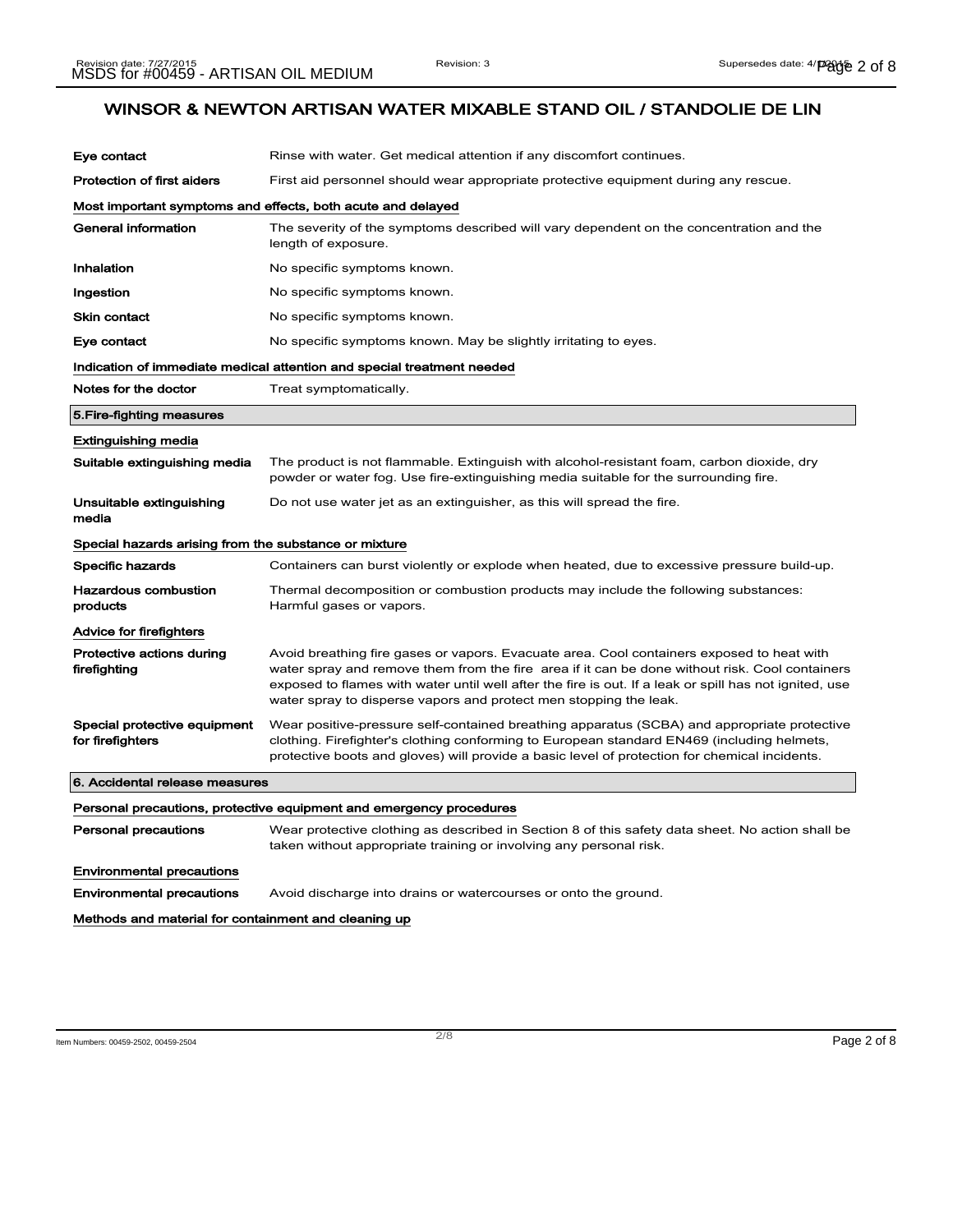# WINSOR & NEWTON ARTISAN WATER MIXABLE STAND OIL / STANDOLIE DE LIN

| | |
|---|---|
| **Eye contact** | Rinse with water. Get medical attention if any discomfort continues. |
| **Protection of first aiders** | First aid personnel should wear appropriate protective equipment during any rescue. |

**Most important symptoms and effects, both acute and delayed**

| | |
|---|---|
| **General information** | The severity of the symptoms described will vary dependent on the concentration and the length of exposure. |
| **Inhalation** | No specific symptoms known. |
| **Ingestion** | No specific symptoms known. |
| **Skin contact** | No specific symptoms known. |
| **Eye contact** | No specific symptoms known. May be slightly irritating to eyes. |

**Indication of immediate medical attention and special treatment needed**

| | |
|---|---|
| **Notes for the doctor** | Treat symptomatically. |

## 5.Fire-fighting measures

**Extinguishing media**

| | |
|---|---|
| **Suitable extinguishing media** | The product is not flammable. Extinguish with alcohol-resistant foam, carbon dioxide, dry powder or water fog. Use fire-extinguishing media suitable for the surrounding fire. |
| **Unsuitable extinguishing media** | Do not use water jet as an extinguisher, as this will spread the fire. |

**Special hazards arising from the substance or mixture**

| | |
|---|---|
| **Specific hazards** | Containers can burst violently or explode when heated, due to excessive pressure build-up. |
| **Hazardous combustion products** | Thermal decomposition or combustion products may include the following substances: Harmful gases or vapors. |

**Advice for firefighters**

| | |
|---|---|
| **Protective actions during firefighting** | Avoid breathing fire gases or vapors. Evacuate area. Cool containers exposed to heat with water spray and remove them from the fire area if it can be done without risk. Cool containers exposed to flames with water until well after the fire is out. If a leak or spill has not ignited, use water spray to disperse vapors and protect men stopping the leak. |
| **Special protective equipment for firefighters** | Wear positive-pressure self-contained breathing apparatus (SCBA) and appropriate protective clothing. Firefighter's clothing conforming to European standard EN469 (including helmets, protective boots and gloves) will provide a basic level of protection for chemical incidents. |

## 6. Accidental release measures

**Personal precautions, protective equipment and emergency procedures**

| | |
|---|---|
| **Personal precautions** | Wear protective clothing as described in Section 8 of this safety data sheet. No action shall be taken without appropriate training or involving any personal risk. |

**Environmental precautions**

| | |
|---|---|
| **Environmental precautions** | Avoid discharge into drains or watercourses or onto the ground. |

**Methods and material for containment and cleaning up**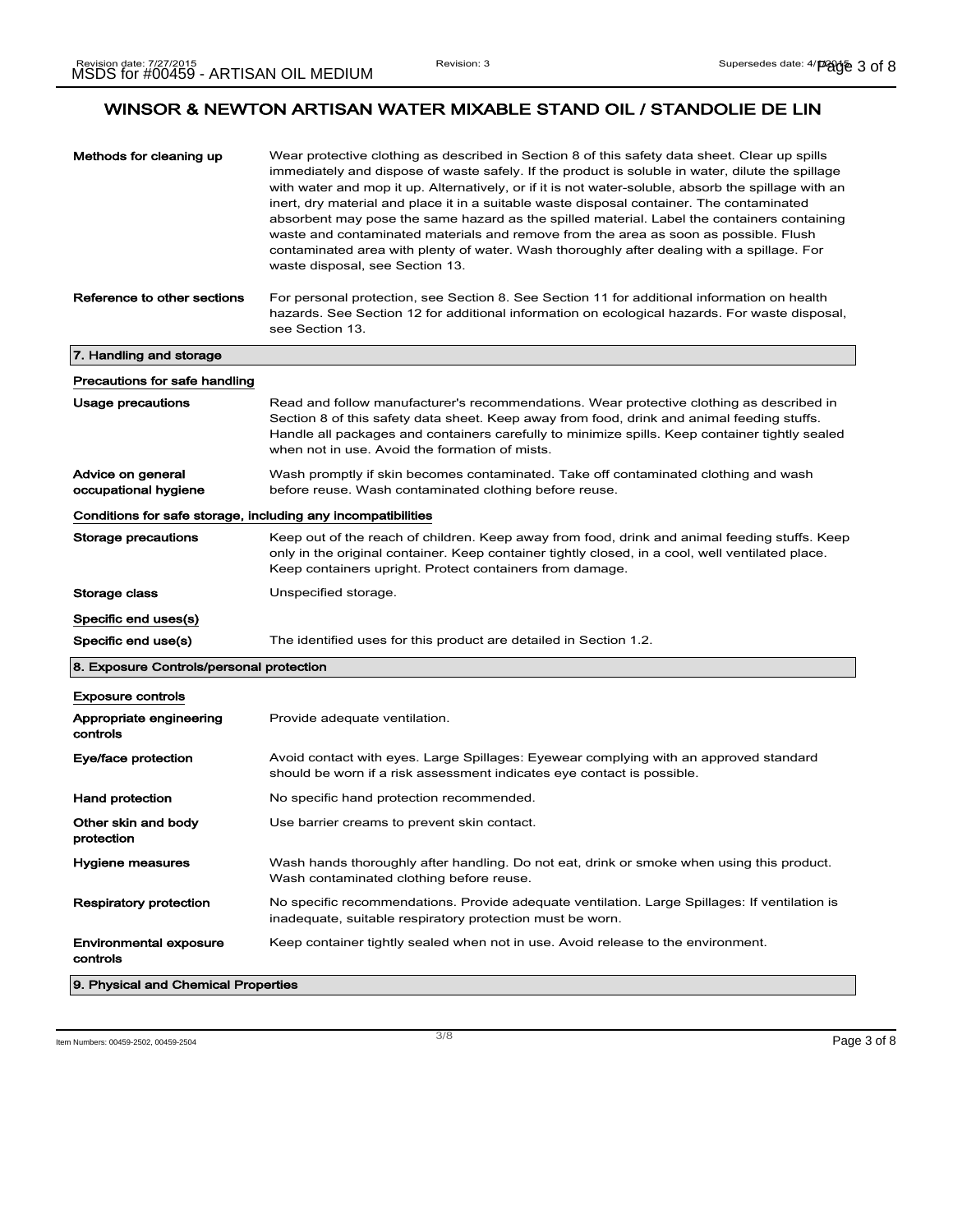## WINSOR & NEWTON ARTISAN WATER MIXABLE STAND OIL / STANDOLIE DE LIN

| | |
|---|---|
| **Methods for cleaning up** | Wear protective clothing as described in Section 8 of this safety data sheet. Clear up spills immediately and dispose of waste safely. If the product is soluble in water, dilute the spillage with water and mop it up. Alternatively, or if it is not water-soluble, absorb the spillage with an inert, dry material and place it in a suitable waste disposal container. The contaminated absorbent may pose the same hazard as the spilled material. Label the containers containing waste and contaminated materials and remove from the area as soon as possible. Flush contaminated area with plenty of water. Wash thoroughly after dealing with a spillage. For waste disposal, see Section 13. |
| **Reference to other sections** | For personal protection, see Section 8. See Section 11 for additional information on health hazards. See Section 12 for additional information on ecological hazards. For waste disposal, see Section 13. |

### 7. Handling and storage

**Precautions for safe handling**

| | |
|---|---|
| **Usage precautions** | Read and follow manufacturer's recommendations. Wear protective clothing as described in Section 8 of this safety data sheet. Keep away from food, drink and animal feeding stuffs. Handle all packages and containers carefully to minimize spills. Keep container tightly sealed when not in use. Avoid the formation of mists. |
| **Advice on general occupational hygiene** | Wash promptly if skin becomes contaminated. Take off contaminated clothing and wash before reuse. Wash contaminated clothing before reuse. |

**Conditions for safe storage, including any incompatibilities**

| | |
|---|---|
| **Storage precautions** | Keep out of the reach of children. Keep away from food, drink and animal feeding stuffs. Keep only in the original container. Keep container tightly closed, in a cool, well ventilated place. Keep containers upright. Protect containers from damage. |
| **Storage class** | Unspecified storage. |

**Specific end uses(s)**

| | |
|---|---|
| **Specific end use(s)** | The identified uses for this product are detailed in Section 1.2. |

### 8. Exposure Controls/personal protection

**Exposure controls**

| | |
|---|---|
| **Appropriate engineering controls** | Provide adequate ventilation. |
| **Eye/face protection** | Avoid contact with eyes. Large Spillages: Eyewear complying with an approved standard should be worn if a risk assessment indicates eye contact is possible. |
| **Hand protection** | No specific hand protection recommended. |
| **Other skin and body protection** | Use barrier creams to prevent skin contact. |
| **Hygiene measures** | Wash hands thoroughly after handling. Do not eat, drink or smoke when using this product. Wash contaminated clothing before reuse. |
| **Respiratory protection** | No specific recommendations. Provide adequate ventilation. Large Spillages: If ventilation is inadequate, suitable respiratory protection must be worn. |
| **Environmental exposure controls** | Keep container tightly sealed when not in use. Avoid release to the environment. |

### 9. Physical and Chemical Properties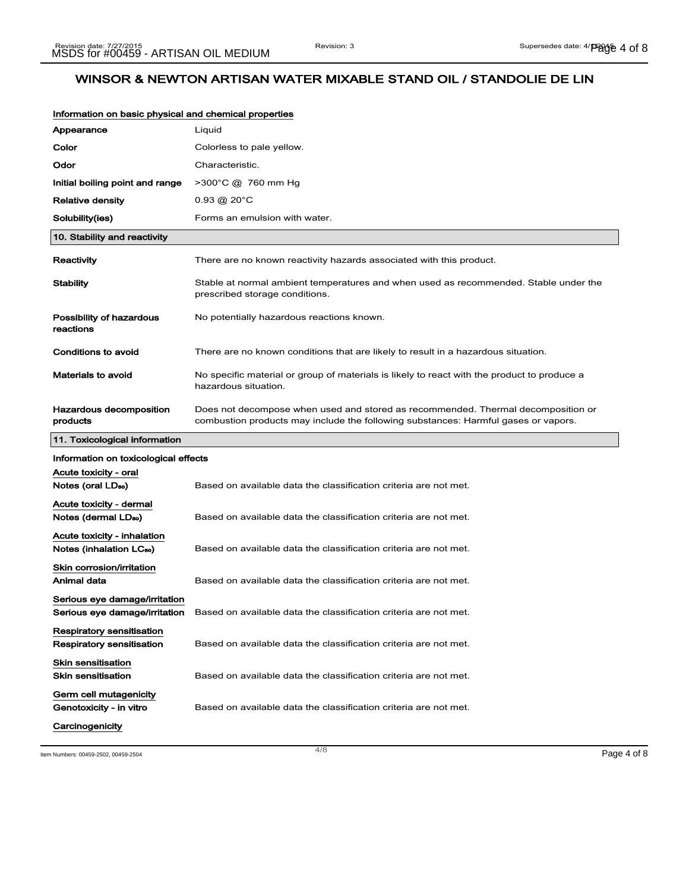## WINSOR & NEWTON ARTISAN WATER MIXABLE STAND OIL / STANDOLIE DE LIN

**Information on basic physical and chemical properties**

| | |
|---|---|
| **Appearance** | Liquid |
| **Color** | Colorless to pale yellow. |
| **Odor** | Characteristic. |
| **Initial boiling point and range** | >300°C @ 760 mm Hg |
| **Relative density** | 0.93 @ 20°C |
| **Solubility(ies)** | Forms an emulsion with water. |

### 10. Stability and reactivity

| | |
|---|---|
| **Reactivity** | There are no known reactivity hazards associated with this product. |
| **Stability** | Stable at normal ambient temperatures and when used as recommended. Stable under the prescribed storage conditions. |
| **Possibility of hazardous reactions** | No potentially hazardous reactions known. |
| **Conditions to avoid** | There are no known conditions that are likely to result in a hazardous situation. |
| **Materials to avoid** | No specific material or group of materials is likely to react with the product to produce a hazardous situation. |
| **Hazardous decomposition products** | Does not decompose when used and stored as recommended. Thermal decomposition or combustion products may include the following substances: Harmful gases or vapors. |

### 11. Toxicological information

**Information on toxicological effects**

**Acute toxicity - oral**

| | |
|---|---|
| **Notes (oral $LD_{50}$)** | Based on available data the classification criteria are not met. |

**Acute toxicity - dermal**

| | |
|---|---|
| **Notes (dermal $LD_{50}$)** | Based on available data the classification criteria are not met. |

**Acute toxicity - inhalation**

| | |
|---|---|
| **Notes (inhalation $LC_{50}$)** | Based on available data the classification criteria are not met. |

**Skin corrosion/irritation**

| | |
|---|---|
| **Animal data** | Based on available data the classification criteria are not met. |

**Serious eye damage/irritation**

| | |
|---|---|
| **Serious eye damage/irritation** | Based on available data the classification criteria are not met. |

**Respiratory sensitisation**

| | |
|---|---|
| **Respiratory sensitisation** | Based on available data the classification criteria are not met. |

**Skin sensitisation**

| | |
|---|---|
| **Skin sensitisation** | Based on available data the classification criteria are not met. |

**Germ cell mutagenicity**

| | |
|---|---|
| **Genotoxicity - in vitro** | Based on available data the classification criteria are not met. |

**Carcinogenicity**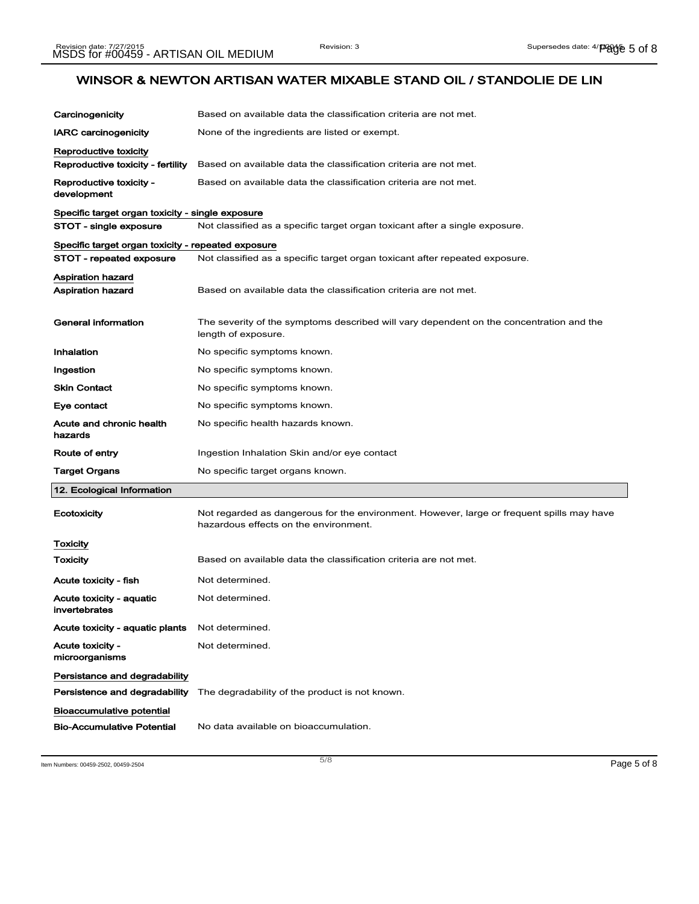## WINSOR & NEWTON ARTISAN WATER MIXABLE STAND OIL / STANDOLIE DE LIN

| | |
|---|---|
| **Carcinogenicity** | Based on available data the classification criteria are not met. |
| **IARC carcinogenicity** | None of the ingredients are listed or exempt. |

**Reproductive toxicity**

| | |
|---|---|
| **Reproductive toxicity - fertility** | Based on available data the classification criteria are not met. |
| **Reproductive toxicity - development** | Based on available data the classification criteria are not met. |

**Specific target organ toxicity - single exposure**

| | |
|---|---|
| **STOT - single exposure** | Not classified as a specific target organ toxicant after a single exposure. |

**Specific target organ toxicity - repeated exposure**

| | |
|---|---|
| **STOT - repeated exposure** | Not classified as a specific target organ toxicant after repeated exposure. |

**Aspiration hazard**

| | |
|---|---|
| **Aspiration hazard** | Based on available data the classification criteria are not met. |
| **General information** | The severity of the symptoms described will vary dependent on the concentration and the length of exposure. |
| **Inhalation** | No specific symptoms known. |
| **Ingestion** | No specific symptoms known. |
| **Skin Contact** | No specific symptoms known. |
| **Eye contact** | No specific symptoms known. |
| **Acute and chronic health hazards** | No specific health hazards known. |
| **Route of entry** | Ingestion Inhalation Skin and/or eye contact |
| **Target Organs** | No specific target organs known. |

## 12. Ecological Information

| | |
|---|---|
| **Ecotoxicity** | Not regarded as dangerous for the environment. However, large or frequent spills may have hazardous effects on the environment. |

**Toxicity**

| | |
|---|---|
| **Toxicity** | Based on available data the classification criteria are not met. |
| **Acute toxicity - fish** | Not determined. |
| **Acute toxicity - aquatic invertebrates** | Not determined. |
| **Acute toxicity - aquatic plants** | Not determined. |
| **Acute toxicity - microorganisms** | Not determined. |

**Persistance and degradability**

| | |
|---|---|
| **Persistence and degradability** | The degradability of the product is not known. |

**Bioaccumulative potential**

| | |
|---|---|
| **Bio-Accumulative Potential** | No data available on bioaccumulation. |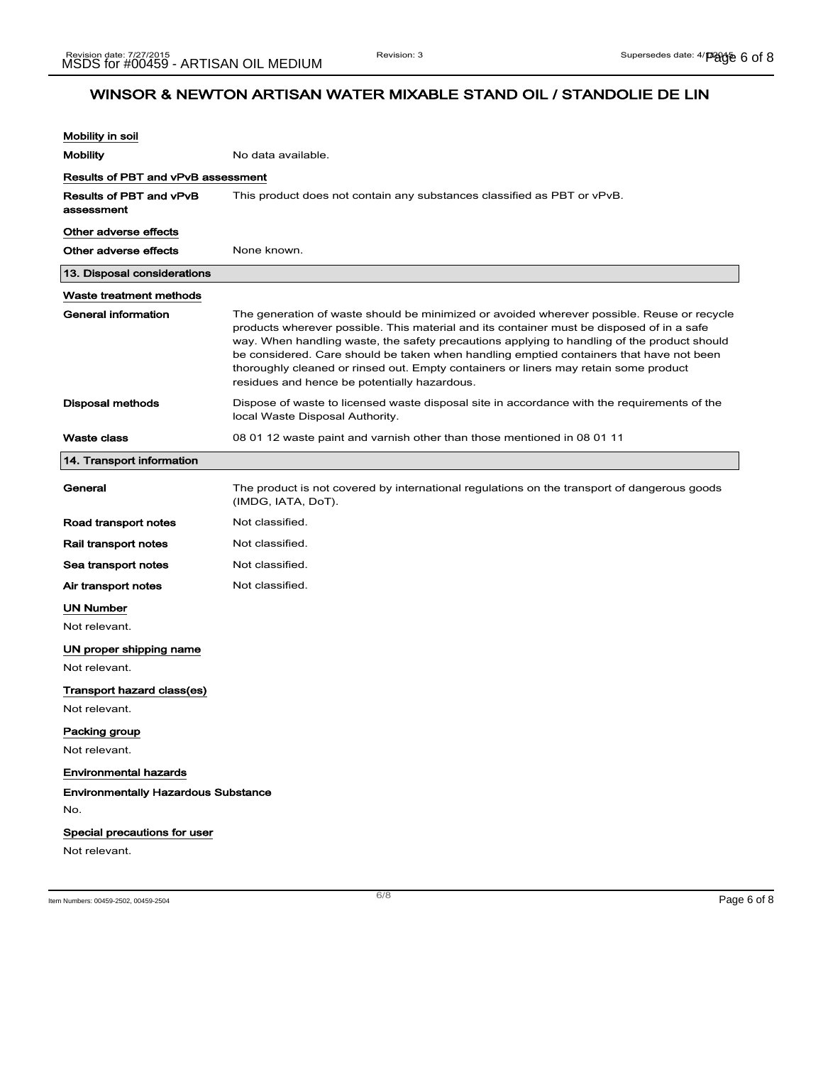# WINSOR & NEWTON ARTISAN WATER MIXABLE STAND OIL / STANDOLIE DE LIN

**Mobility in soil**

| | |
|---|---|
| **Mobility** | No data available. |

**Results of PBT and vPvB assessment**

| | |
|---|---|
| **Results of PBT and vPvB assessment** | This product does not contain any substances classified as PBT or vPvB. |

**Other adverse effects**

| | |
|---|---|
| **Other adverse effects** | None known. |

## 13. Disposal considerations

**Waste treatment methods**

| | |
|---|---|
| **General information** | The generation of waste should be minimized or avoided wherever possible. Reuse or recycle products wherever possible. This material and its container must be disposed of in a safe way. When handling waste, the safety precautions applying to handling of the product should be considered. Care should be taken when handling emptied containers that have not been thoroughly cleaned or rinsed out. Empty containers or liners may retain some product residues and hence be potentially hazardous. |
| **Disposal methods** | Dispose of waste to licensed waste disposal site in accordance with the requirements of the local Waste Disposal Authority. |
| **Waste class** | 08 01 12 waste paint and varnish other than those mentioned in 08 01 11 |

## 14. Transport information

| | |
|---|---|
| **General** | The product is not covered by international regulations on the transport of dangerous goods (IMDG, IATA, DoT). |
| **Road transport notes** | Not classified. |
| **Rail transport notes** | Not classified. |
| **Sea transport notes** | Not classified. |
| **Air transport notes** | Not classified. |

**UN Number**

Not relevant.

**UN proper shipping name**

Not relevant.

**Transport hazard class(es)**

Not relevant.

**Packing group**

Not relevant.

**Environmental hazards**

**Environmentally Hazardous Substance**

No.

**Special precautions for user**

Not relevant.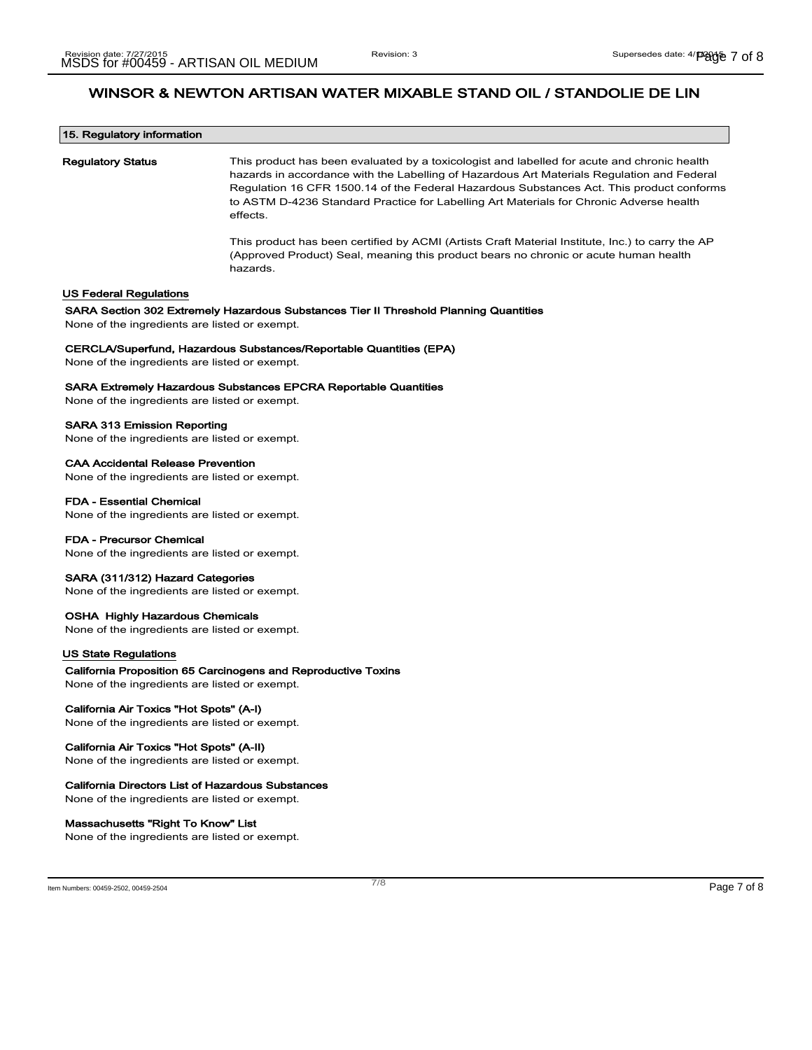## 15. Regulatory information

**Regulatory Status**

This product has been evaluated by a toxicologist and labelled for acute and chronic health hazards in accordance with the Labelling of Hazardous Art Materials Regulation and Federal Regulation 16 CFR 1500.14 of the Federal Hazardous Substances Act. This product conforms to ASTM D-4236 Standard Practice for Labelling Art Materials for Chronic Adverse health effects.

This product has been certified by ACMI (Artists Craft Material Institute, Inc.) to carry the AP (Approved Product) Seal, meaning this product bears no chronic or acute human health hazards.

### US Federal Regulations

**SARA Section 302 Extremely Hazardous Substances Tier II Threshold Planning Quantities**
None of the ingredients are listed or exempt.

**CERCLA/Superfund, Hazardous Substances/Reportable Quantities (EPA)**
None of the ingredients are listed or exempt.

**SARA Extremely Hazardous Substances EPCRA Reportable Quantities**
None of the ingredients are listed or exempt.

**SARA 313 Emission Reporting**
None of the ingredients are listed or exempt.

**CAA Accidental Release Prevention**
None of the ingredients are listed or exempt.

**FDA - Essential Chemical**
None of the ingredients are listed or exempt.

**FDA - Precursor Chemical**
None of the ingredients are listed or exempt.

**SARA (311/312) Hazard Categories**
None of the ingredients are listed or exempt.

**OSHA Highly Hazardous Chemicals**
None of the ingredients are listed or exempt.

### US State Regulations

**California Proposition 65 Carcinogens and Reproductive Toxins**
None of the ingredients are listed or exempt.

**California Air Toxics "Hot Spots" (A-I)**
None of the ingredients are listed or exempt.

**California Air Toxics "Hot Spots" (A-II)**
None of the ingredients are listed or exempt.

**California Directors List of Hazardous Substances**
None of the ingredients are listed or exempt.

**Massachusetts "Right To Know" List**
None of the ingredients are listed or exempt.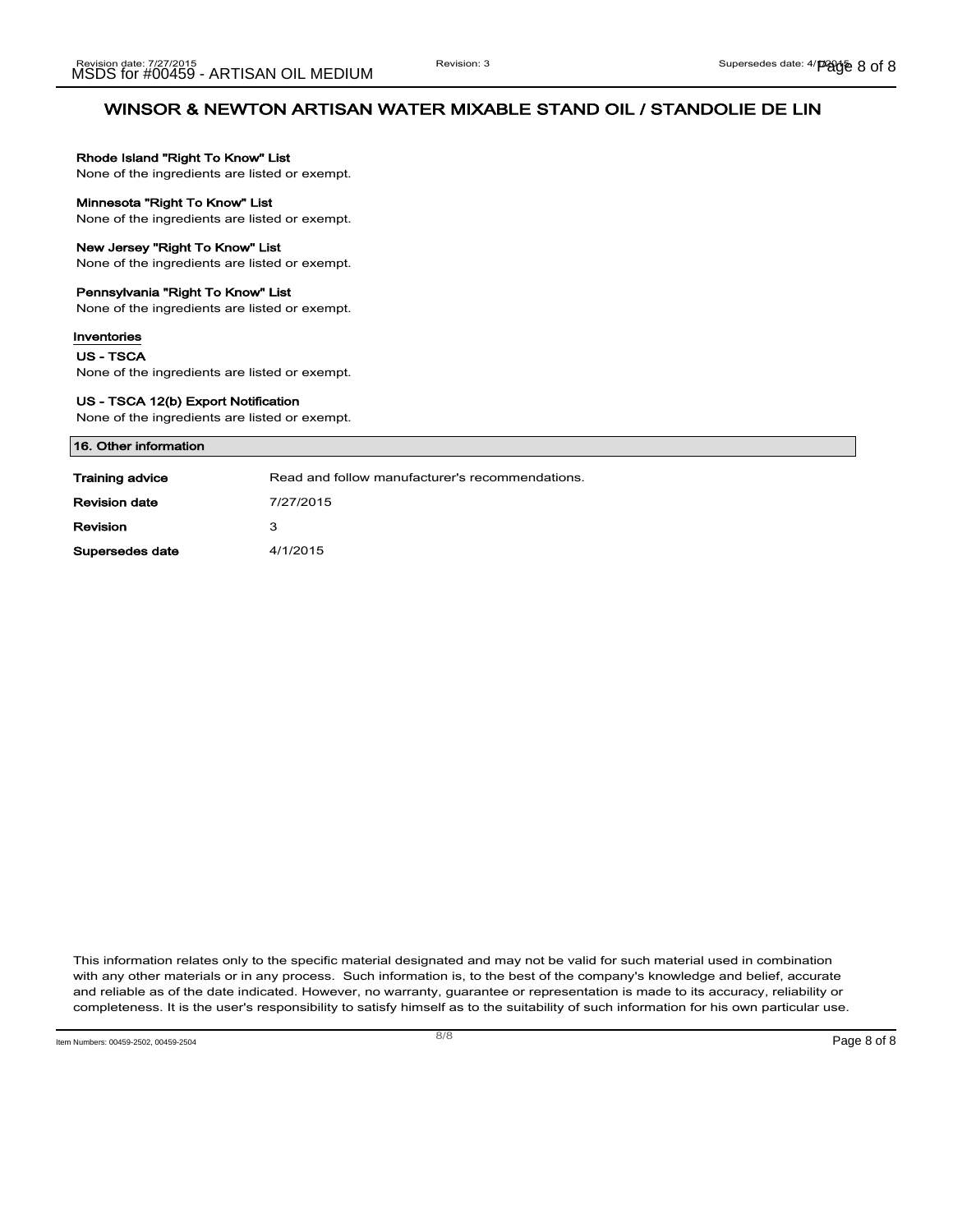# WINSOR & NEWTON ARTISAN WATER MIXABLE STAND OIL / STANDOLIE DE LIN

**Rhode Island "Right To Know" List**

None of the ingredients are listed or exempt.

**Minnesota "Right To Know" List**

None of the ingredients are listed or exempt.

**New Jersey "Right To Know" List**

None of the ingredients are listed or exempt.

**Pennsylvania "Right To Know" List**

None of the ingredients are listed or exempt.

**Inventories**

**US - TSCA**

None of the ingredients are listed or exempt.

**US - TSCA 12(b) Export Notification**

None of the ingredients are listed or exempt.

## 16. Other information

| | |
|---|---|
| **Training advice** | Read and follow manufacturer's recommendations. |
| **Revision date** | 7/27/2015 |
| **Revision** | 3 |
| **Supersedes date** | 4/1/2015 |

This information relates only to the specific material designated and may not be valid for such material used in combination with any other materials or in any process. Such information is, to the best of the company's knowledge and belief, accurate and reliable as of the date indicated. However, no warranty, guarantee or representation is made to its accuracy, reliability or completeness. It is the user's responsibility to satisfy himself as to the suitability of such information for his own particular use.

Item Numbers: 00459-2502, 00459-2504